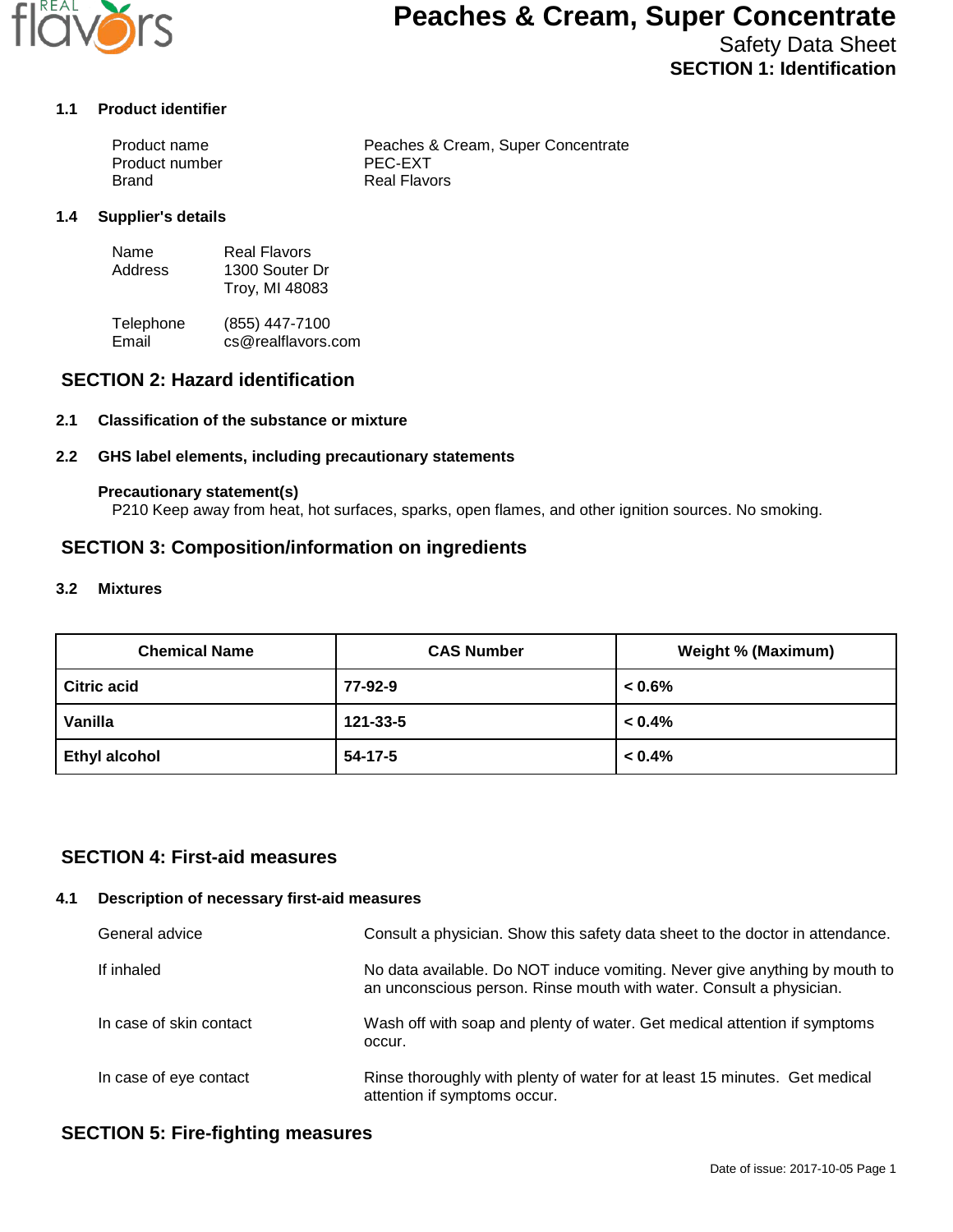# Peaches & Cream, Super Concentrate

Safety Data Sheet

**SECTION 1: Identification**

### 1.1 Product identifier

| | |
|---|---|
| Product name | Peaches & Cream, Super Concentrate |
| Product number | PEC-EXT |
| Brand | Real Flavors |

### 1.4 Supplier's details

| | |
|---|---|
| Name | Real Flavors |
| Address | 1300 Souter Dr<br>Troy, MI 48083 |
| Telephone | (855) 447-7100 |
| Email | cs@realflavors.com |

## SECTION 2: Hazard identification

### 2.1 Classification of the substance or mixture

### 2.2 GHS label elements, including precautionary statements

**Precautionary statement(s)**

P210 Keep away from heat, hot surfaces, sparks, open flames, and other ignition sources. No smoking.

## SECTION 3: Composition/information on ingredients

### 3.2 Mixtures

| Chemical Name | CAS Number | Weight % (Maximum) |
|---|---|---|
| **Citric acid** | **77-92-9** | **< 0.6%** |
| **Vanilla** | **121-33-5** | **< 0.4%** |
| **Ethyl alcohol** | **54-17-5** | **< 0.4%** |

## SECTION 4: First-aid measures

### 4.1 Description of necessary first-aid measures

| | |
|---|---|
| General advice | Consult a physician. Show this safety data sheet to the doctor in attendance. |
| If inhaled | No data available. Do NOT induce vomiting. Never give anything by mouth to an unconscious person. Rinse mouth with water. Consult a physician. |
| In case of skin contact | Wash off with soap and plenty of water. Get medical attention if symptoms occur. |
| In case of eye contact | Rinse thoroughly with plenty of water for at least 15 minutes. Get medical attention if symptoms occur. |

## SECTION 5: Fire-fighting measures

Date of issue: 2017-10-05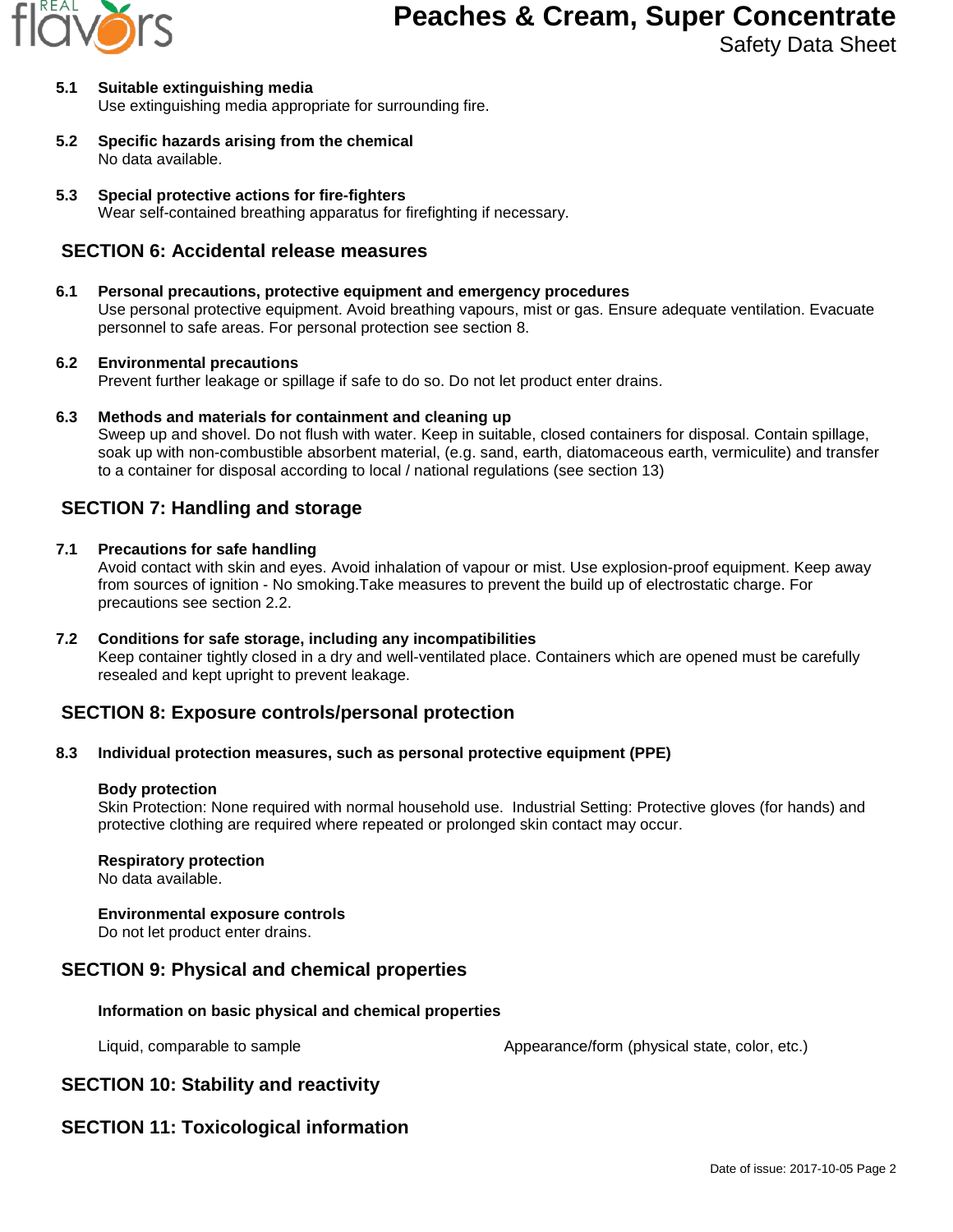**5.1 Suitable extinguishing media**
Use extinguishing media appropriate for surrounding fire.

**5.2 Specific hazards arising from the chemical**
No data available.

**5.3 Special protective actions for fire-fighters**
Wear self-contained breathing apparatus for firefighting if necessary.

## SECTION 6: Accidental release measures

**6.1 Personal precautions, protective equipment and emergency procedures**
Use personal protective equipment. Avoid breathing vapours, mist or gas. Ensure adequate ventilation. Evacuate personnel to safe areas. For personal protection see section 8.

**6.2 Environmental precautions**
Prevent further leakage or spillage if safe to do so. Do not let product enter drains.

**6.3 Methods and materials for containment and cleaning up**
Sweep up and shovel. Do not flush with water. Keep in suitable, closed containers for disposal. Contain spillage, soak up with non-combustible absorbent material, (e.g. sand, earth, diatomaceous earth, vermiculite) and transfer to a container for disposal according to local / national regulations (see section 13)

## SECTION 7: Handling and storage

**7.1 Precautions for safe handling**
Avoid contact with skin and eyes. Avoid inhalation of vapour or mist. Use explosion-proof equipment. Keep away from sources of ignition - No smoking.Take measures to prevent the build up of electrostatic charge. For precautions see section 2.2.

**7.2 Conditions for safe storage, including any incompatibilities**
Keep container tightly closed in a dry and well-ventilated place. Containers which are opened must be carefully resealed and kept upright to prevent leakage.

## SECTION 8: Exposure controls/personal protection

**8.3 Individual protection measures, such as personal protective equipment (PPE)**

**Body protection**
Skin Protection: None required with normal household use. Industrial Setting: Protective gloves (for hands) and protective clothing are required where repeated or prolonged skin contact may occur.

**Respiratory protection**
No data available.

**Environmental exposure controls**
Do not let product enter drains.

## SECTION 9: Physical and chemical properties

**Information on basic physical and chemical properties**

| Liquid, comparable to sample | Appearance/form (physical state, color, etc.) |
|---|---|

## SECTION 10: Stability and reactivity

## SECTION 11: Toxicological information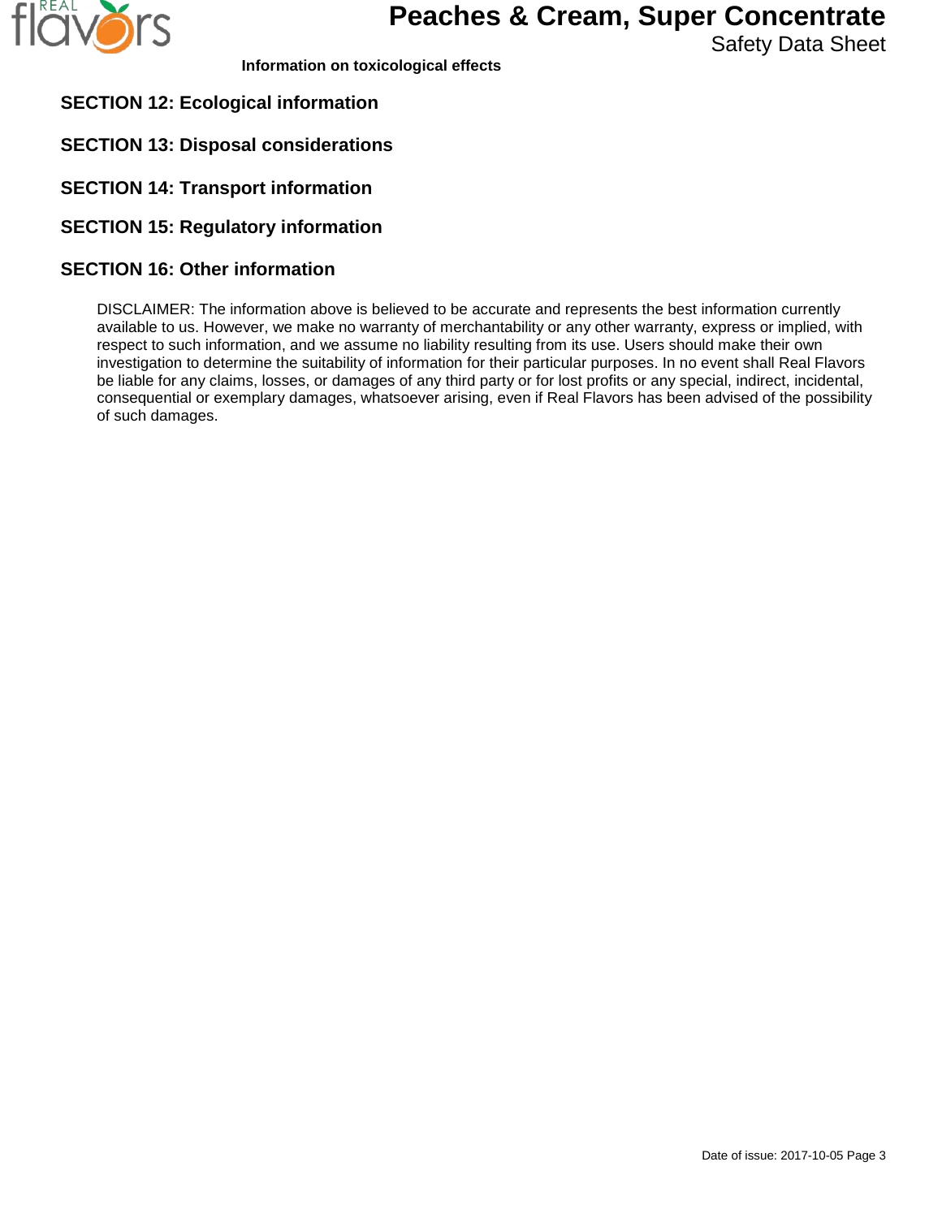**Information on toxicological effects**

## SECTION 12: Ecological information

## SECTION 13: Disposal considerations

## SECTION 14: Transport information

## SECTION 15: Regulatory information

## SECTION 16: Other information

DISCLAIMER: The information above is believed to be accurate and represents the best information currently available to us. However, we make no warranty of merchantability or any other warranty, express or implied, with respect to such information, and we assume no liability resulting from its use. Users should make their own investigation to determine the suitability of information for their particular purposes. In no event shall Real Flavors be liable for any claims, losses, or damages of any third party or for lost profits or any special, indirect, incidental, consequential or exemplary damages, whatsoever arising, even if Real Flavors has been advised of the possibility of such damages.